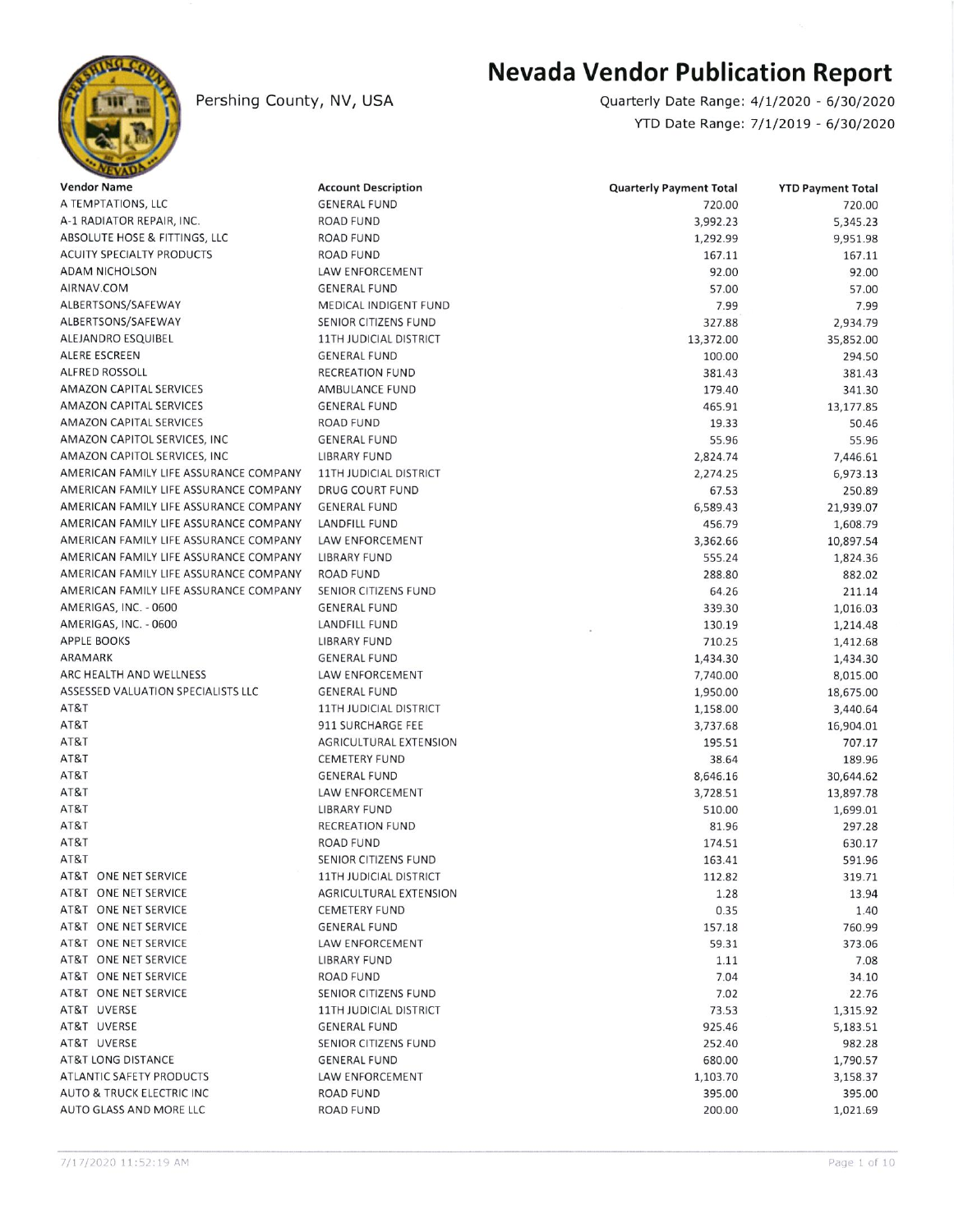# Nevada Vendor Publication Report

Pershing County, NV, USA

Quarterly Date Range: 4/1/2020 - 6/30/2020

YTD Date Range: 7/1/2019 - 6/30/2020

| Vendor Name | Account Description | Quarterly Payment Total | YTD Payment Total |
|---|---|---|---|
| A TEMPTATIONS, LLC | GENERAL FUND | 720.00 | 720.00 |
| A-1 RADIATOR REPAIR, INC. | ROAD FUND | 3,992.23 | 5,345.23 |
| ABSOLUTE HOSE & FITTINGS, LLC | ROAD FUND | 1,292.99 | 9,951.98 |
| ACUITY SPECIALTY PRODUCTS | ROAD FUND | 167.11 | 167.11 |
| ADAM NICHOLSON | LAW ENFORCEMENT | 92.00 | 92.00 |
| AIRNAV.COM | GENERAL FUND | 57.00 | 57.00 |
| ALBERTSONS/SAFEWAY | MEDICAL INDIGENT FUND | 7.99 | 7.99 |
| ALBERTSONS/SAFEWAY | SENIOR CITIZENS FUND | 327.88 | 2,934.79 |
| ALEJANDRO ESQUIBEL | 11TH JUDICIAL DISTRICT | 13,372.00 | 35,852.00 |
| ALERE ESCREEN | GENERAL FUND | 100.00 | 294.50 |
| ALFRED ROSSOLL | RECREATION FUND | 381.43 | 381.43 |
| AMAZON CAPITAL SERVICES | AMBULANCE FUND | 179.40 | 341.30 |
| AMAZON CAPITAL SERVICES | GENERAL FUND | 465.91 | 13,177.85 |
| AMAZON CAPITAL SERVICES | ROAD FUND | 19.33 | 50.46 |
| AMAZON CAPITOL SERVICES, INC | GENERAL FUND | 55.96 | 55.96 |
| AMAZON CAPITOL SERVICES, INC | LIBRARY FUND | 2,824.74 | 7,446.61 |
| AMERICAN FAMILY LIFE ASSURANCE COMPANY | 11TH JUDICIAL DISTRICT | 2,274.25 | 6,973.13 |
| AMERICAN FAMILY LIFE ASSURANCE COMPANY | DRUG COURT FUND | 67.53 | 250.89 |
| AMERICAN FAMILY LIFE ASSURANCE COMPANY | GENERAL FUND | 6,589.43 | 21,939.07 |
| AMERICAN FAMILY LIFE ASSURANCE COMPANY | LANDFILL FUND | 456.79 | 1,608.79 |
| AMERICAN FAMILY LIFE ASSURANCE COMPANY | LAW ENFORCEMENT | 3,362.66 | 10,897.54 |
| AMERICAN FAMILY LIFE ASSURANCE COMPANY | LIBRARY FUND | 555.24 | 1,824.36 |
| AMERICAN FAMILY LIFE ASSURANCE COMPANY | ROAD FUND | 288.80 | 882.02 |
| AMERICAN FAMILY LIFE ASSURANCE COMPANY | SENIOR CITIZENS FUND | 64.26 | 211.14 |
| AMERIGAS, INC. - 0600 | GENERAL FUND | 339.30 | 1,016.03 |
| AMERIGAS, INC. - 0600 | LANDFILL FUND | 130.19 | 1,214.48 |
| APPLE BOOKS | LIBRARY FUND | 710.25 | 1,412.68 |
| ARAMARK | GENERAL FUND | 1,434.30 | 1,434.30 |
| ARC HEALTH AND WELLNESS | LAW ENFORCEMENT | 7,740.00 | 8,015.00 |
| ASSESSED VALUATION SPECIALISTS LLC | GENERAL FUND | 1,950.00 | 18,675.00 |
| AT&T | 11TH JUDICIAL DISTRICT | 1,158.00 | 3,440.64 |
| AT&T | 911 SURCHARGE FEE | 3,737.68 | 16,904.01 |
| AT&T | AGRICULTURAL EXTENSION | 195.51 | 707.17 |
| AT&T | CEMETERY FUND | 38.64 | 189.96 |
| AT&T | GENERAL FUND | 8,646.16 | 30,644.62 |
| AT&T | LAW ENFORCEMENT | 3,728.51 | 13,897.78 |
| AT&T | LIBRARY FUND | 510.00 | 1,699.01 |
| AT&T | RECREATION FUND | 81.96 | 297.28 |
| AT&T | ROAD FUND | 174.51 | 630.17 |
| AT&T | SENIOR CITIZENS FUND | 163.41 | 591.96 |
| AT&T ONE NET SERVICE | 11TH JUDICIAL DISTRICT | 112.82 | 319.71 |
| AT&T ONE NET SERVICE | AGRICULTURAL EXTENSION | 1.28 | 13.94 |
| AT&T ONE NET SERVICE | CEMETERY FUND | 0.35 | 1.40 |
| AT&T ONE NET SERVICE | GENERAL FUND | 157.18 | 760.99 |
| AT&T ONE NET SERVICE | LAW ENFORCEMENT | 59.31 | 373.06 |
| AT&T ONE NET SERVICE | LIBRARY FUND | 1.11 | 7.08 |
| AT&T ONE NET SERVICE | ROAD FUND | 7.04 | 34.10 |
| AT&T ONE NET SERVICE | SENIOR CITIZENS FUND | 7.02 | 22.76 |
| AT&T UVERSE | 11TH JUDICIAL DISTRICT | 73.53 | 1,315.92 |
| AT&T UVERSE | GENERAL FUND | 925.46 | 5,183.51 |
| AT&T UVERSE | SENIOR CITIZENS FUND | 252.40 | 982.28 |
| AT&T LONG DISTANCE | GENERAL FUND | 680.00 | 1,790.57 |
| ATLANTIC SAFETY PRODUCTS | LAW ENFORCEMENT | 1,103.70 | 3,158.37 |
| AUTO & TRUCK ELECTRIC INC | ROAD FUND | 395.00 | 395.00 |
| AUTO GLASS AND MORE LLC | ROAD FUND | 200.00 | 1,021.69 |

7/17/2020 11:52:19 AM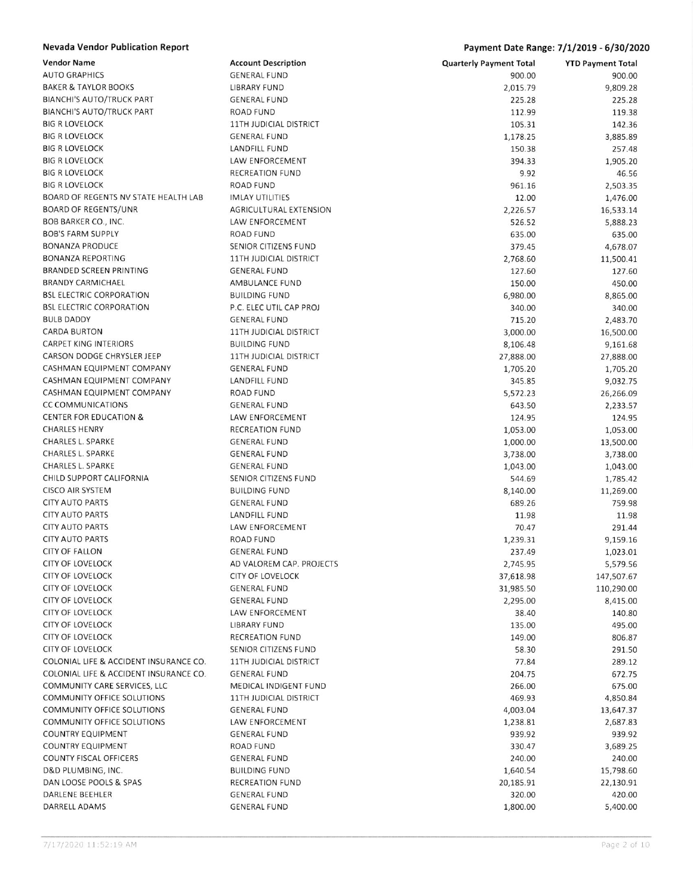**Nevada Vendor Publication Report** **Payment Date Range: 7/1/2019 - 6/30/2020**

| Vendor Name | Account Description | Quarterly Payment Total | YTD Payment Total |
|---|---|---|---|
| AUTO GRAPHICS | GENERAL FUND | 900.00 | 900.00 |
| BAKER & TAYLOR BOOKS | LIBRARY FUND | 2,015.79 | 9,809.28 |
| BIANCHI'S AUTO/TRUCK PART | GENERAL FUND | 225.28 | 225.28 |
| BIANCHI'S AUTO/TRUCK PART | ROAD FUND | 112.99 | 119.38 |
| BIG R LOVELOCK | 11TH JUDICIAL DISTRICT | 105.31 | 142.36 |
| BIG R LOVELOCK | GENERAL FUND | 1,178.25 | 3,885.89 |
| BIG R LOVELOCK | LANDFILL FUND | 150.38 | 257.48 |
| BIG R LOVELOCK | LAW ENFORCEMENT | 394.33 | 1,905.20 |
| BIG R LOVELOCK | RECREATION FUND | 9.92 | 46.56 |
| BIG R LOVELOCK | ROAD FUND | 961.16 | 2,503.35 |
| BOARD OF REGENTS NV STATE HEALTH LAB | IMLAY UTILITIES | 12.00 | 1,476.00 |
| BOARD OF REGENTS/UNR | AGRICULTURAL EXTENSION | 2,226.57 | 16,533.14 |
| BOB BARKER CO., INC. | LAW ENFORCEMENT | 526.52 | 5,888.23 |
| BOB'S FARM SUPPLY | ROAD FUND | 635.00 | 635.00 |
| BONANZA PRODUCE | SENIOR CITIZENS FUND | 379.45 | 4,678.07 |
| BONANZA REPORTING | 11TH JUDICIAL DISTRICT | 2,768.60 | 11,500.41 |
| BRANDED SCREEN PRINTING | GENERAL FUND | 127.60 | 127.60 |
| BRANDY CARMICHAEL | AMBULANCE FUND | 150.00 | 450.00 |
| BSL ELECTRIC CORPORATION | BUILDING FUND | 6,980.00 | 8,865.00 |
| BSL ELECTRIC CORPORATION | P.C. ELEC UTIL CAP PROJ | 340.00 | 340.00 |
| BULB DADDY | GENERAL FUND | 715.20 | 2,483.70 |
| CARDA BURTON | 11TH JUDICIAL DISTRICT | 3,000.00 | 16,500.00 |
| CARPET KING INTERIORS | BUILDING FUND | 8,106.48 | 9,161.68 |
| CARSON DODGE CHRYSLER JEEP | 11TH JUDICIAL DISTRICT | 27,888.00 | 27,888.00 |
| CASHMAN EQUIPMENT COMPANY | GENERAL FUND | 1,705.20 | 1,705.20 |
| CASHMAN EQUIPMENT COMPANY | LANDFILL FUND | 345.85 | 9,032.75 |
| CASHMAN EQUIPMENT COMPANY | ROAD FUND | 5,572.23 | 26,266.09 |
| CC COMMUNICATIONS | GENERAL FUND | 643.50 | 2,233.57 |
| CENTER FOR EDUCATION & | LAW ENFORCEMENT | 124.95 | 124.95 |
| CHARLES HENRY | RECREATION FUND | 1,053.00 | 1,053.00 |
| CHARLES L. SPARKE | GENERAL FUND | 1,000.00 | 13,500.00 |
| CHARLES L. SPARKE | GENERAL FUND | 3,738.00 | 3,738.00 |
| CHARLES L. SPARKE | GENERAL FUND | 1,043.00 | 1,043.00 |
| CHILD SUPPORT CALIFORNIA | SENIOR CITIZENS FUND | 544.69 | 1,785.42 |
| CISCO AIR SYSTEM | BUILDING FUND | 8,140.00 | 11,269.00 |
| CITY AUTO PARTS | GENERAL FUND | 689.26 | 759.98 |
| CITY AUTO PARTS | LANDFILL FUND | 11.98 | 11.98 |
| CITY AUTO PARTS | LAW ENFORCEMENT | 70.47 | 291.44 |
| CITY AUTO PARTS | ROAD FUND | 1,239.31 | 9,159.16 |
| CITY OF FALLON | GENERAL FUND | 237.49 | 1,023.01 |
| CITY OF LOVELOCK | AD VALOREM CAP. PROJECTS | 2,745.95 | 5,579.56 |
| CITY OF LOVELOCK | CITY OF LOVELOCK | 37,618.98 | 147,507.67 |
| CITY OF LOVELOCK | GENERAL FUND | 31,985.50 | 110,290.00 |
| CITY OF LOVELOCK | GENERAL FUND | 2,295.00 | 8,415.00 |
| CITY OF LOVELOCK | LAW ENFORCEMENT | 38.40 | 140.80 |
| CITY OF LOVELOCK | LIBRARY FUND | 135.00 | 495.00 |
| CITY OF LOVELOCK | RECREATION FUND | 149.00 | 806.87 |
| CITY OF LOVELOCK | SENIOR CITIZENS FUND | 58.30 | 291.50 |
| COLONIAL LIFE & ACCIDENT INSURANCE CO. | 11TH JUDICIAL DISTRICT | 77.84 | 289.12 |
| COLONIAL LIFE & ACCIDENT INSURANCE CO. | GENERAL FUND | 204.75 | 672.75 |
| COMMUNITY CARE SERVICES, LLC | MEDICAL INDIGENT FUND | 266.00 | 675.00 |
| COMMUNITY OFFICE SOLUTIONS | 11TH JUDICIAL DISTRICT | 469.93 | 4,850.84 |
| COMMUNITY OFFICE SOLUTIONS | GENERAL FUND | 4,003.04 | 13,647.37 |
| COMMUNITY OFFICE SOLUTIONS | LAW ENFORCEMENT | 1,238.81 | 2,687.83 |
| COUNTRY EQUIPMENT | GENERAL FUND | 939.92 | 939.92 |
| COUNTRY EQUIPMENT | ROAD FUND | 330.47 | 3,689.25 |
| COUNTY FISCAL OFFICERS | GENERAL FUND | 240.00 | 240.00 |
| D&D PLUMBING, INC. | BUILDING FUND | 1,640.54 | 15,798.60 |
| DAN LOOSE POOLS & SPAS | RECREATION FUND | 20,185.91 | 22,130.91 |
| DARLENE BEEHLER | GENERAL FUND | 320.00 | 420.00 |
| DARRELL ADAMS | GENERAL FUND | 1,800.00 | 5,400.00 |

7/17/2020 11:52:19 AM